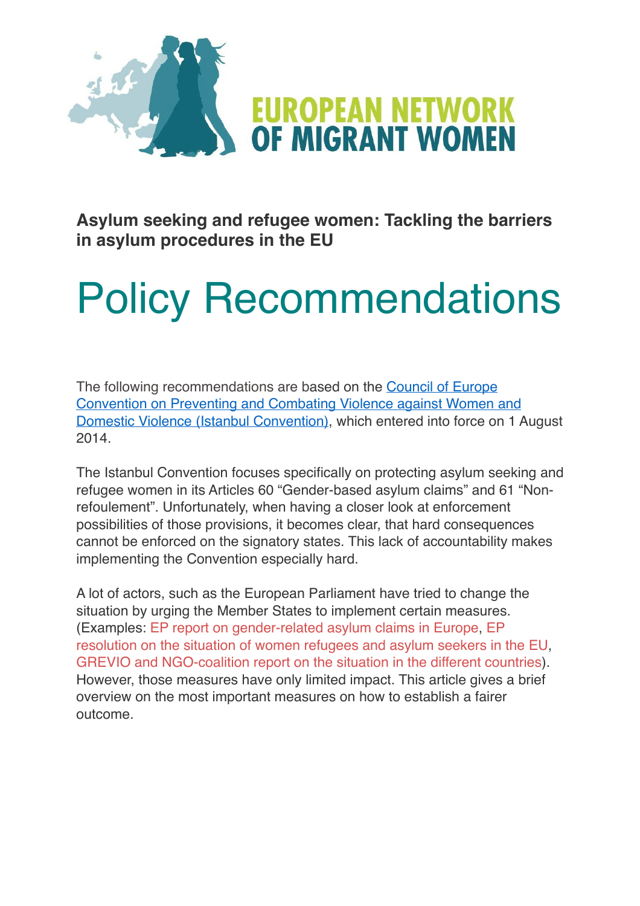EUROPEAN NETWORK OF MIGRANT WOMEN

**Asylum seeking and refugee women: Tackling the barriers in asylum procedures in the EU**

# Policy Recommendations

The following recommendations are based on the Council of Europe Convention on Preventing and Combating Violence against Women and Domestic Violence (Istanbul Convention), which entered into force on 1 August 2014.

The Istanbul Convention focuses specifically on protecting asylum seeking and refugee women in its Articles 60 "Gender-based asylum claims" and 61 "Non-refoulement". Unfortunately, when having a closer look at enforcement possibilities of those provisions, it becomes clear, that hard consequences cannot be enforced on the signatory states. This lack of accountability makes implementing the Convention especially hard.

A lot of actors, such as the European Parliament have tried to change the situation by urging the Member States to implement certain measures. (Examples: EP report on gender-related asylum claims in Europe, EP resolution on the situation of women refugees and asylum seekers in the EU, GREVIO and NGO-coalition report on the situation in the different countries). However, those measures have only limited impact. This article gives a brief overview on the most important measures on how to establish a fairer outcome.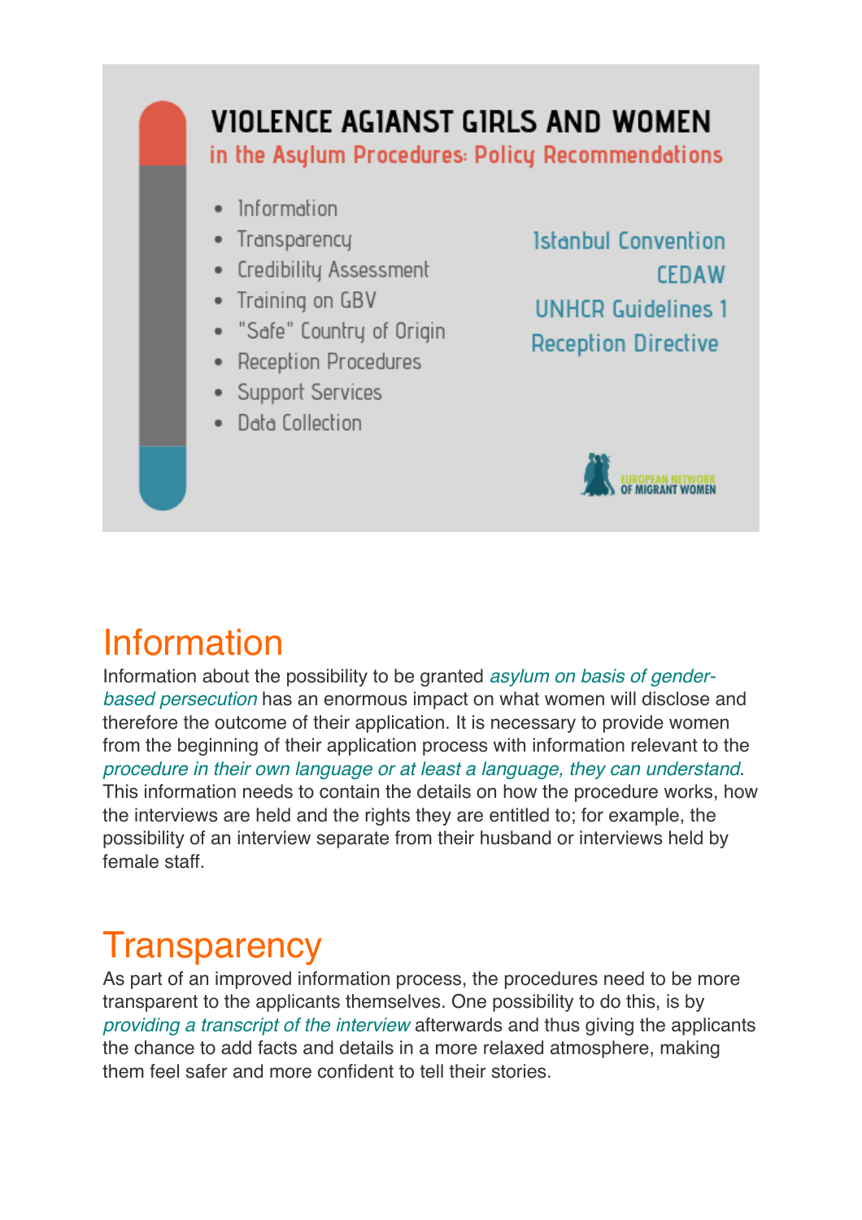# VIOLENCE AGIANST GIRLS AND WOMEN

## in the Asylum Procedures: Policy Recommendations

- Information
- Transparency
- Credibility Assessment
- Training on GBV
- "Safe" Country of Origin
- Reception Procedures
- Support Services
- Data Collection

Istanbul Convention
CEDAW
UNHCR Guidelines 1
Reception Directive

EUROPEAN NETWORK OF MIGRANT WOMEN

# Information

Information about the possibility to be granted *asylum on basis of gender-based persecution* has an enormous impact on what women will disclose and therefore the outcome of their application. It is necessary to provide women from the beginning of their application process with information relevant to the *procedure in their own language or at least a language, they can understand*. This information needs to contain the details on how the procedure works, how the interviews are held and the rights they are entitled to; for example, the possibility of an interview separate from their husband or interviews held by female staff.

# Transparency

As part of an improved information process, the procedures need to be more transparent to the applicants themselves. One possibility to do this, is by *providing a transcript of the interview* afterwards and thus giving the applicants the chance to add facts and details in a more relaxed atmosphere, making them feel safer and more confident to tell their stories.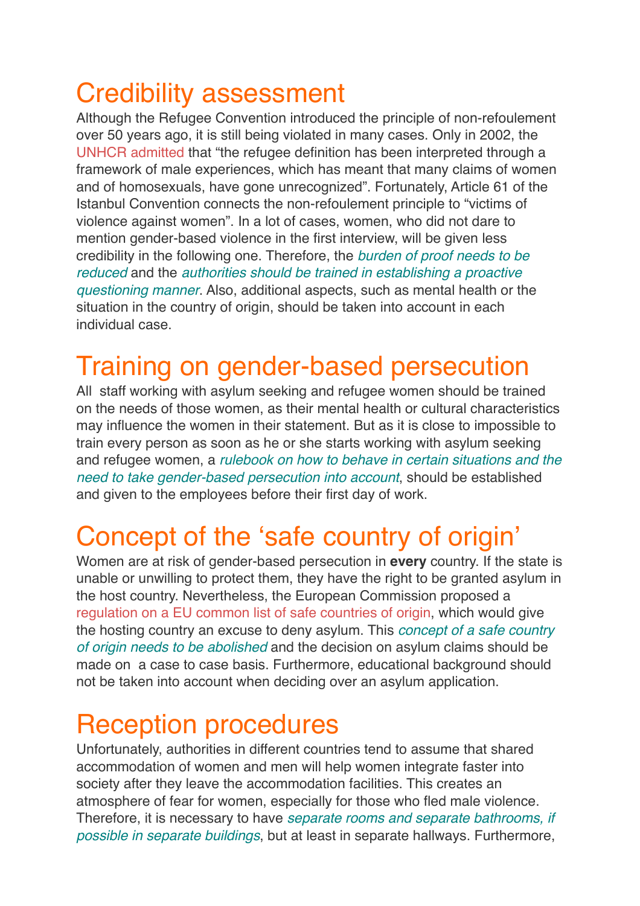## Credibility assessment

Although the Refugee Convention introduced the principle of non-refoulement over 50 years ago, it is still being violated in many cases. Only in 2002, the UNHCR admitted that "the refugee definition has been interpreted through a framework of male experiences, which has meant that many claims of women and of homosexuals, have gone unrecognized". Fortunately, Article 61 of the Istanbul Convention connects the non-refoulement principle to "victims of violence against women". In a lot of cases, women, who did not dare to mention gender-based violence in the first interview, will be given less credibility in the following one. Therefore, the *burden of proof needs to be reduced* and the *authorities should be trained in establishing a proactive questioning manner*. Also, additional aspects, such as mental health or the situation in the country of origin, should be taken into account in each individual case.

## Training on gender-based persecution

All staff working with asylum seeking and refugee women should be trained on the needs of those women, as their mental health or cultural characteristics may influence the women in their statement. But as it is close to impossible to train every person as soon as he or she starts working with asylum seeking and refugee women, a *rulebook on how to behave in certain situations and the need to take gender-based persecution into account*, should be established and given to the employees before their first day of work.

## Concept of the 'safe country of origin'

Women are at risk of gender-based persecution in **every** country. If the state is unable or unwilling to protect them, they have the right to be granted asylum in the host country. Nevertheless, the European Commission proposed a regulation on a EU common list of safe countries of origin, which would give the hosting country an excuse to deny asylum. This *concept of a safe country of origin needs to be abolished* and the decision on asylum claims should be made on a case to case basis. Furthermore, educational background should not be taken into account when deciding over an asylum application.

## Reception procedures

Unfortunately, authorities in different countries tend to assume that shared accommodation of women and men will help women integrate faster into society after they leave the accommodation facilities. This creates an atmosphere of fear for women, especially for those who fled male violence. Therefore, it is necessary to have *separate rooms and separate bathrooms, if possible in separate buildings*, but at least in separate hallways. Furthermore,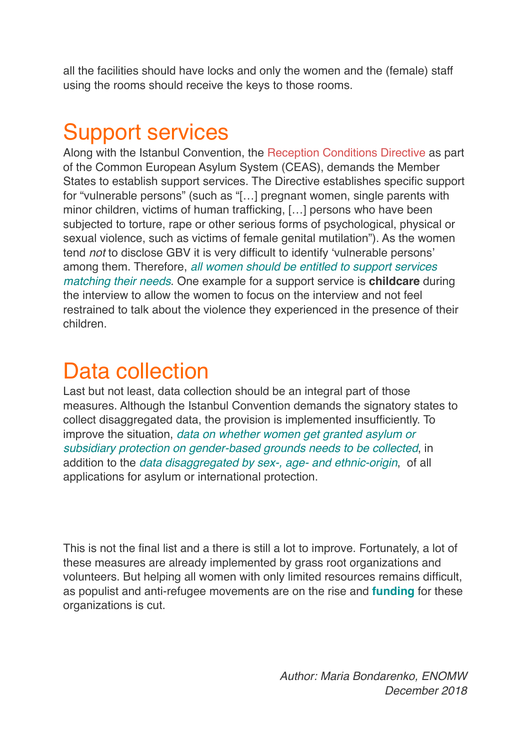all the facilities should have locks and only the women and the (female) staff using the rooms should receive the keys to those rooms.

# Support services

Along with the Istanbul Convention, the Reception Conditions Directive as part of the Common European Asylum System (CEAS), demands the Member States to establish support services. The Directive establishes specific support for "vulnerable persons" (such as "[…] pregnant women, single parents with minor children, victims of human trafficking, […] persons who have been subjected to torture, rape or other serious forms of psychological, physical or sexual violence, such as victims of female genital mutilation"). As the women tend *not* to disclose GBV it is very difficult to identify 'vulnerable persons' among them. Therefore, *all women should be entitled to support services matching their needs*. One example for a support service is **childcare** during the interview to allow the women to focus on the interview and not feel restrained to talk about the violence they experienced in the presence of their children.

# Data collection

Last but not least, data collection should be an integral part of those measures. Although the Istanbul Convention demands the signatory states to collect disaggregated data, the provision is implemented insufficiently. To improve the situation, *data on whether women get granted asylum or subsidiary protection on gender-based grounds needs to be collected*, in addition to the *data disaggregated by sex-, age- and ethnic-origin*, of all applications for asylum or international protection.

This is not the final list and a there is still a lot to improve. Fortunately, a lot of these measures are already implemented by grass root organizations and volunteers. But helping all women with only limited resources remains difficult, as populist and anti-refugee movements are on the rise and **funding** for these organizations is cut.

*Author: Maria Bondarenko, ENOMW*
*December 2018*